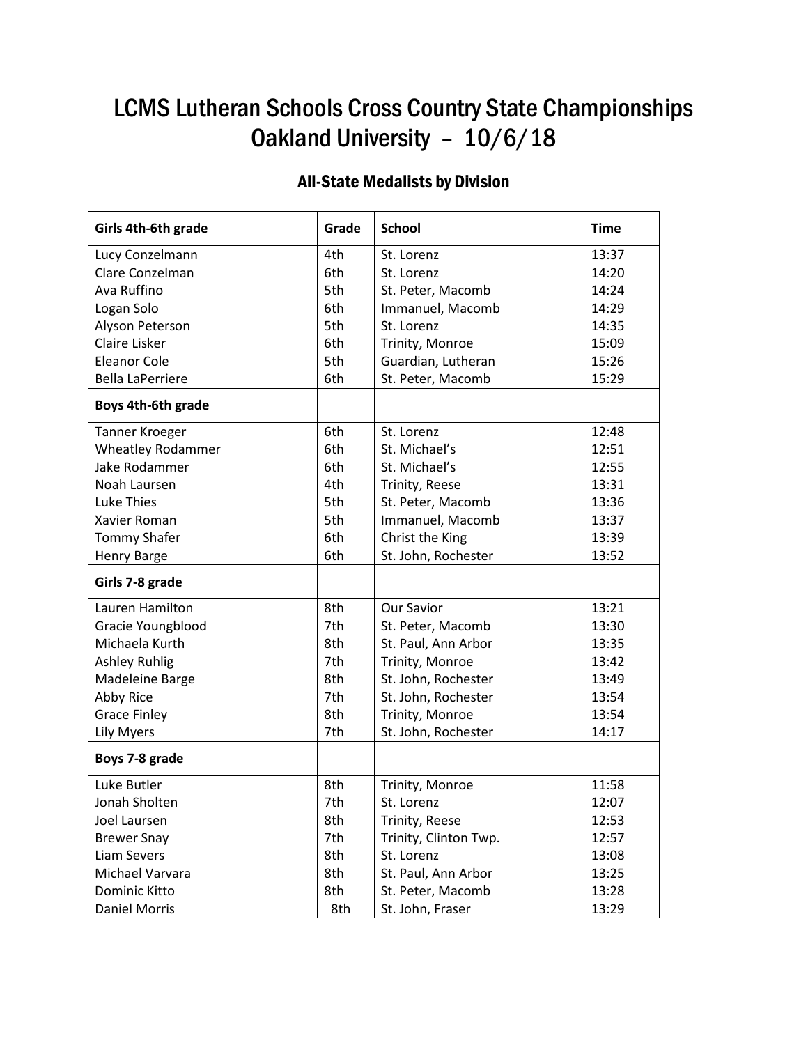# LCMS Lutheran Schools Cross Country State Championships
# Oakland University – 10/6/18

## All-State Medalists by Division

| Girls 4th-6th grade | Grade | School | Time |
|---|---|---|---|
| Lucy Conzelmann | 4th | St. Lorenz | 13:37 |
| Clare Conzelman | 6th | St. Lorenz | 14:20 |
| Ava Ruffino | 5th | St. Peter, Macomb | 14:24 |
| Logan Solo | 6th | Immanuel, Macomb | 14:29 |
| Alyson Peterson | 5th | St. Lorenz | 14:35 |
| Claire Lisker | 6th | Trinity, Monroe | 15:09 |
| Eleanor Cole | 5th | Guardian, Lutheran | 15:26 |
| Bella LaPerriere | 6th | St. Peter, Macomb | 15:29 |
| **Boys 4th-6th grade** | | | |
| Tanner Kroeger | 6th | St. Lorenz | 12:48 |
| Wheatley Rodammer | 6th | St. Michael's | 12:51 |
| Jake Rodammer | 6th | St. Michael's | 12:55 |
| Noah Laursen | 4th | Trinity, Reese | 13:31 |
| Luke Thies | 5th | St. Peter, Macomb | 13:36 |
| Xavier Roman | 5th | Immanuel, Macomb | 13:37 |
| Tommy Shafer | 6th | Christ the King | 13:39 |
| Henry Barge | 6th | St. John, Rochester | 13:52 |
| **Girls 7-8 grade** | | | |
| Lauren Hamilton | 8th | Our Savior | 13:21 |
| Gracie Youngblood | 7th | St. Peter, Macomb | 13:30 |
| Michaela Kurth | 8th | St. Paul, Ann Arbor | 13:35 |
| Ashley Ruhlig | 7th | Trinity, Monroe | 13:42 |
| Madeleine Barge | 8th | St. John, Rochester | 13:49 |
| Abby Rice | 7th | St. John, Rochester | 13:54 |
| Grace Finley | 8th | Trinity, Monroe | 13:54 |
| Lily Myers | 7th | St. John, Rochester | 14:17 |
| **Boys 7-8 grade** | | | |
| Luke Butler | 8th | Trinity, Monroe | 11:58 |
| Jonah Sholten | 7th | St. Lorenz | 12:07 |
| Joel Laursen | 8th | Trinity, Reese | 12:53 |
| Brewer Snay | 7th | Trinity, Clinton Twp. | 12:57 |
| Liam Severs | 8th | St. Lorenz | 13:08 |
| Michael Varvara | 8th | St. Paul, Ann Arbor | 13:25 |
| Dominic Kitto | 8th | St. Peter, Macomb | 13:28 |
| Daniel Morris | 8th | St. John, Fraser | 13:29 |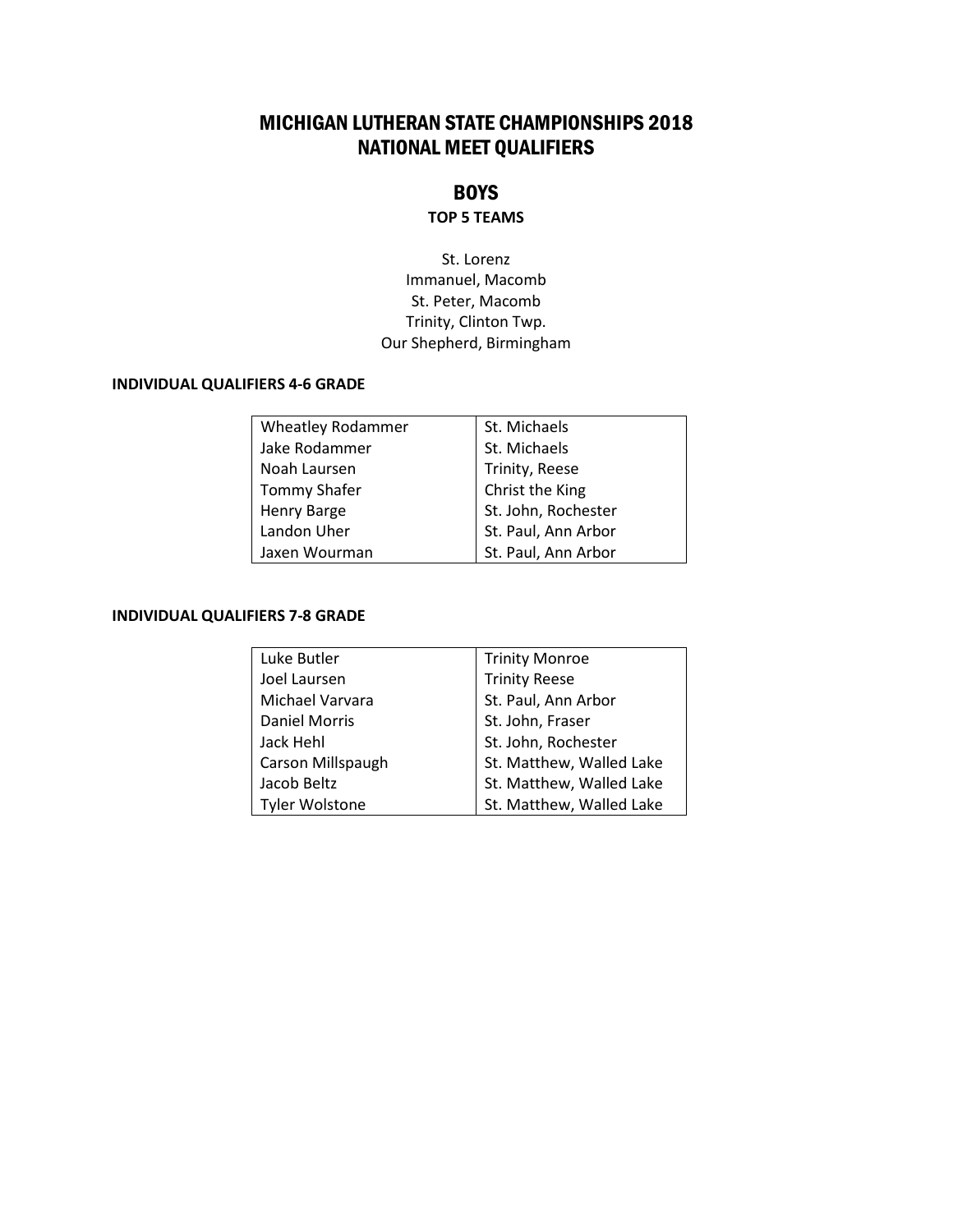# MICHIGAN LUTHERAN STATE CHAMPIONSHIPS 2018
# NATIONAL MEET QUALIFIERS

## BOYS

### TOP 5 TEAMS

St. Lorenz
Immanuel, Macomb
St. Peter, Macomb
Trinity, Clinton Twp.
Our Shepherd, Birmingham

**INDIVIDUAL QUALIFIERS 4-6 GRADE**

| | |
|---|---|
| Wheatley Rodammer | St. Michaels |
| Jake Rodammer | St. Michaels |
| Noah Laursen | Trinity, Reese |
| Tommy Shafer | Christ the King |
| Henry Barge | St. John, Rochester |
| Landon Uher | St. Paul, Ann Arbor |
| Jaxen Wourman | St. Paul, Ann Arbor |

**INDIVIDUAL QUALIFIERS 7-8 GRADE**

| | |
|---|---|
| Luke Butler | Trinity Monroe |
| Joel Laursen | Trinity Reese |
| Michael Varvara | St. Paul, Ann Arbor |
| Daniel Morris | St. John, Fraser |
| Jack Hehl | St. John, Rochester |
| Carson Millspaugh | St. Matthew, Walled Lake |
| Jacob Beltz | St. Matthew, Walled Lake |
| Tyler Wolstone | St. Matthew, Walled Lake |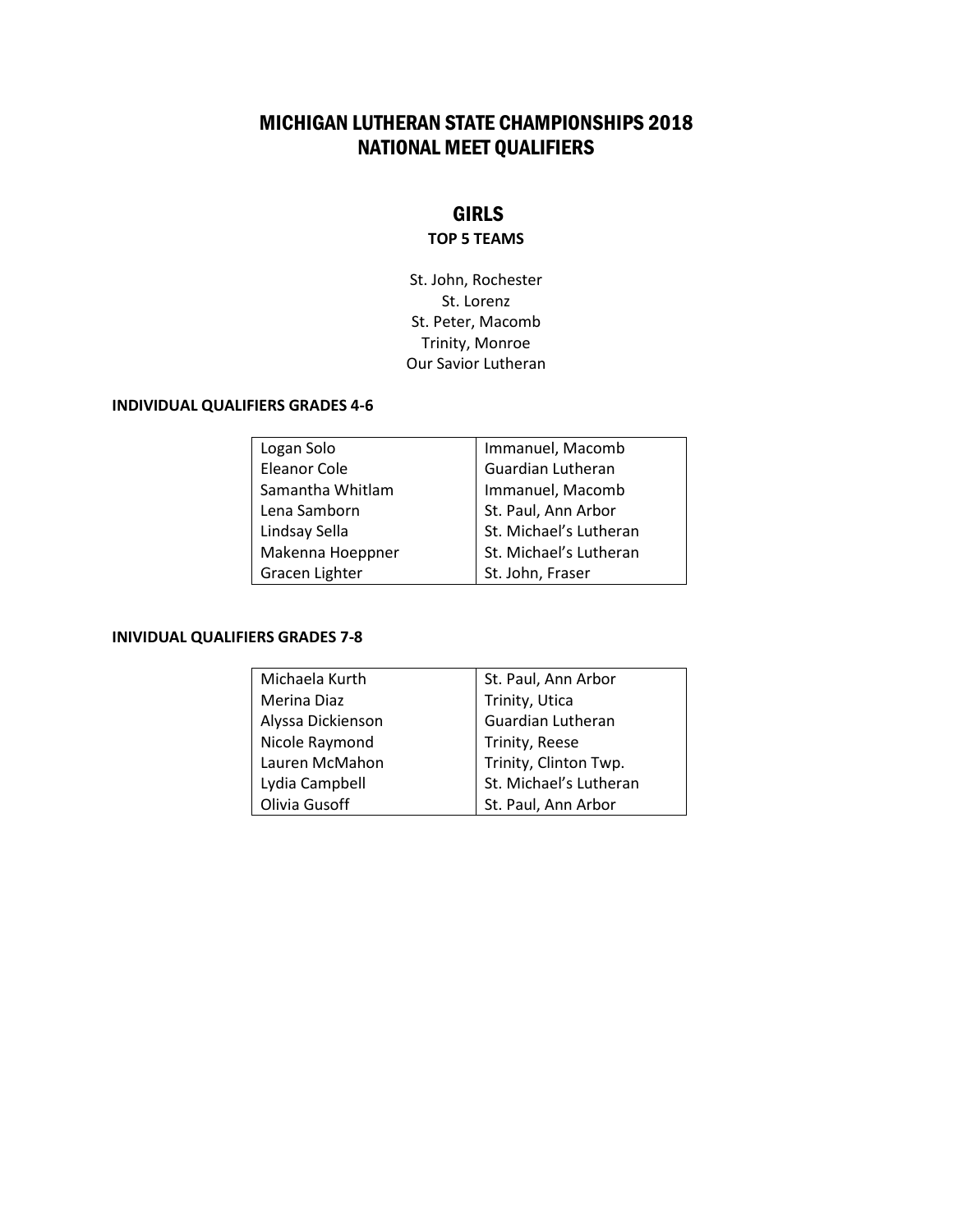# MICHIGAN LUTHERAN STATE CHAMPIONSHIPS 2018
# NATIONAL MEET QUALIFIERS

## GIRLS

**TOP 5 TEAMS**

St. John, Rochester
St. Lorenz
St. Peter, Macomb
Trinity, Monroe
Our Savior Lutheran

**INDIVIDUAL QUALIFIERS GRADES 4-6**

| | |
|---|---|
| Logan Solo | Immanuel, Macomb |
| Eleanor Cole | Guardian Lutheran |
| Samantha Whitlam | Immanuel, Macomb |
| Lena Samborn | St. Paul, Ann Arbor |
| Lindsay Sella | St. Michael's Lutheran |
| Makenna Hoeppner | St. Michael's Lutheran |
| Gracen Lighter | St. John, Fraser |

**INIVIDUAL QUALIFIERS GRADES 7-8**

| | |
|---|---|
| Michaela Kurth | St. Paul, Ann Arbor |
| Merina Diaz | Trinity, Utica |
| Alyssa Dickienson | Guardian Lutheran |
| Nicole Raymond | Trinity, Reese |
| Lauren McMahon | Trinity, Clinton Twp. |
| Lydia Campbell | St. Michael's Lutheran |
| Olivia Gusoff | St. Paul, Ann Arbor |